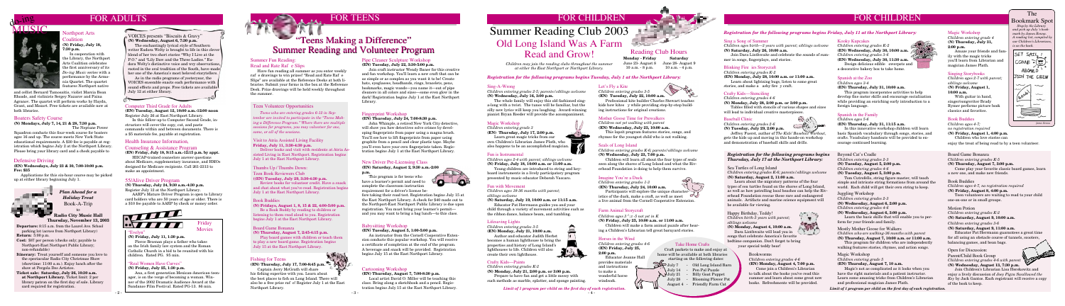# FOR ADULTS

## Dining Music

### Northport Arts Coalition

**(N) Friday, July 18, 7:30 p.m.**

In conjunction with the Library, the Northport Arts Coalition celebrates the first anniversary of its *Do-ing Music* series with a performance by the Armenia Quartet. The quartet features Northport native and cellist Bernard Tamosaitis, violist Marcia Rosa Rhuade, and violinists Sergey Nazarov and Paissa Agranov. The quartet will perform works by Haydn, Grant, and Mozart. Free tickets are available now at both libraries.

### Boaters Safety Course

**(N) Mondays, July 7, 14, 21 & 28, 7:30 p.m.**

The Neptune Power Squadron conducts this four-week course for boaters ages 16 and up. The course meets New York State educational requirements. A $30 fee is payable at registration which begins July 1 at the Northport Library. Please bring your library card and a check payable to

### Defensive Driving

**(EN) Wednesdays, July 23 & 30, 7:00-10:00 p.m. Fee: $35**

Applications for this six-hour course may be picked up at either library beginning July 1.

### *Plan Ahead for a Holiday Treat* Book-A-Trip to Radio City Music Hall Thursday, November 13, 2003

**Departure:** 8:15 a.m. from the Laurel Ave. School parking lot (across from Northport Library)
**Return:** 5:00 p.m.
**Cost:** $67 per person (checks only; payable to Northport-East Northport Public Library; non-refundable)
**Itinerary:** Treat yourself and someone you love to the spectacular Radio City Christmas Show (showtime: 11:00 a.m.). Enjoy lunch after the show at Pergola Des Artistes.
**Ticket sale: Saturday, July 26, 10:30 a.m. at Northport Library.** Tickets limit: 2 per library patron on the first day of sale. Library card required for registration.

VOICES presents "Biscuits & Gravy"
**(N) Wednesday, August 6, 7:30 p.m.**

The enchantingly lyrical style of Southern writer Eudora Welty is brought to life in this clever blend of her two short stories "Why I Live at the P.O." and "Lily Daw and the Three Ladies." Eudora Welty's distinctive voice and wry observations, rooted in the oral tradition of the South, have made her one of the America's most beloved storytellers.

As in the radio programs of yesteryear, the VOICES ensemble enacts each performance with sound effects and props. Free tickets are available July 12 at either library.

### Computer Third Grade for Adults

**(EN) Tuesday, August 12, 10:00 a.m.-12:00 noon**
Register July 26 at East Northport Library.

In this follow-up to Computer Second Grade, instructors will cover the copy, cut, and paste commands within and between documents. There is a $5 materials fee, payable at registration.

### Health Insurance Information, Counseling & Assistance Program

**(EN) Friday, July 18, 9:15 a.m.-12:15 p.m. by appt.**

HIICAP-trained counselors answer questions about Medicare, supplementary insurance, and HMOs designed for Medicare recipients. Call 261-2313 to make an appointment.

### 55/Alive Driver Program

**(N) Thursday, July 24, 9:30 a.m.-4:30 p.m.**
Register July 12 at the Northport Library.

AARP's Mature Driver Program is open to Library card holders who are 50 years of age or older. There is a $10 fee payable to AARP by check or money order.

## Friday Movies

"Evelyn"
**(N) Friday, July 11, 1:30 p.m.**

Pierce Brosnan plays a father who takes on the Irish family law system and the Roman Catholic Church in a bid to be reunited with his children. Rated PG. 95 min.

"Real Women Have Curves"
**(N) Friday, July 25, 1:30 p.m.**

Ana, a first generation Mexican-American teenager, is on the verge of becoming a woman. Winner of the 2002 Dramatic Audience Award at the Sundance Film Festival. Rated PG-13. 86 min.

# FOR TEENS

## "Teens Making a Difference" Summer Reading and Volunteer Program

### Summer Fun Reading Read and Rate Raffle Slips

Have fun reading all summer as you enter weekly raffle drawings to win prizes! "Read and Rate Raffle Slips" are available at the Reference Desk at both libraries. Submit your forms in the box at the Reference Desk. Prize drawings will be held weekly throughout the summer.

### Teen Volunteer Opportunities

*Teens who are entering grades 6-12 in September are invited to participate in the "Teens Making a Difference Program." Where there are multiple sessions for programs, you may volunteer for one, some, or all of the sessions.*

Visit to Atria Assisted Living Facility
**Friday, July 11, 3:30-4:30 p.m.**

Deliver books and visit with residents at Atria Assisted Living in East Northport. Registration begins July 1 at the East Northport Library.

Thumbs Up / Thumbs Down: Teen Book Reviewers Club
**(EN) Tuesday, July 29, 3:30-4:30 p.m.**

Review books for volunteer credit. Have a snack and chat about what you've read. Registration begins July 1 at the East Northport Library.

Book Buddies
**(N) Fridays, August 1, 8, 15 & 22, 4:00-5:00 p.m.**

Be a Book Buddy by reading to children or listening to them read aloud to you. Registration begins July 1 at the East Northport Library.

Board Game Bonanza
**(N) Thursday, August 7, 2:45-4:15 p.m.**

Play board games with children or teach them to play a new board game. Registration begins July 15 at the East Northport Library.

### Fishing for Teens

**(EN) Thursday, July 17, 7:00-8:45 p.m.**

Captain Jerry McGrath will share his fishing expertise with you. Learn about the best places to fish on Long Island. There will also be a free prize raffle! Register July 1 at the East Northport Library.

### Pipe Cleaner Sculpture Workshop

**(EN) Tuesday, July 22, 2:30-3:00 p.m.**

Join craft instructor Wendy Banner for this creative and fun workshop. You'll learn a new craft that can be as simple or as complex as you want it to be! Create hats, eyeglasses, headbands, rings, bracelets, pens, bookmarks, magic wands—you name it!—out of pipe cleaners in all colors and sizes—some even glow in the dark! Registration begins July 1 at the East Northport Library.

### Fingerprint Workshop

**(EN) Thursday, July 24, 7:00-8:30 p.m.**

John Whimple, a retired New York City detective, will show you how detectives solve crimes by developing fingerprints from paper using a magna brush. You'll learn how to lift fingerprints from paper using graphite from a pencil and clear plastic tape. Maybe you'll even have your own fingerprint taken. Registration begins July 1 at the East Northport Library.

### New Driver Pre-Licensing Class

**(EN) Saturday, August 2, 9:30 a.m.-2:00 p.m.**

This program is for teens who have a learner's permit and need to complete the classroom instruction requirement for a driver's license before taking their road test. Registration begins July 15 at the East Northport Library. A check for $40 made out to the Northport-East Northport Public Library is due upon registration. You must bring your learner's permit—and you may want to bring a bag lunch—to this class.

### Babysitting Workshop

**(EN) Tuesday, August 5, 1:00-3:00 p.m.**

An instructor from the Cornell Cooperative Extension conducts this popular workshop. You will receive a certificate of completion at the end of the program. A beverage and snack will be provided. Registration begins July 15 at the East Northport Library.

### Cartooning Workshop

**(EN) Thursday, August 7, 7:00-8:30 p.m.**

Local artist David C. Miller will be teaching this class. Bring along a sketchbook and a pencil. Registration begins July 15 at the East Northport Library.

# FOR CHILDREN

## Summer Reading Club 2003 Old Long Island Was A Farm Read and Grow!

*Children may join the reading clubs throughout the summer at either the East Northport or Northport Library.*

### Reading Club Hours

| Monday-Friday | Saturday |
|---|---|
| June 23-August 8 | June 28-August 9 |
| 10 a.m.-8 p.m. | 10 a.m.-4 p.m. |

***Registration for the following programs begins Tuesday, July 1 at the Northport Library:***

### Sing-A-Wong

*Children entering grades 2-5; parents/siblings welcome*
**(N) Wednesday, July 16, 3:00 p.m.**

The whole family will enjoy this old fashioned sing-a-long with a twist. The tunes will be familiar, but the silly new lyrics will keep you laughing. Award-winning pianist Bryan Reeder will provide the accompaniment.

### Magic Workshop

*Children entering grade 3*
**(EN) Thursday, July 17, 2:00 p.m.**

Learn great magic tricks from our own Children's Librarian James Plath, who also happens to be an accomplished magician.

### Fun is Instrumental

*Children ages 2-4 with parent; siblings welcome*
**(N) Friday, July 18, 10:00 a.m. or 11:00 a.m.**

Young children are introduced to string and keyboard instruments in a lively participatory program presented by music educator Deborah Vaccaro.

### Fun with Movement

*Children ages 18-36 months with parent; siblings welcome*
**(N) Saturday, July 19, 10:00 a.m. or 11:15 a.m.**

Educator Pat Herrmann guides you and your child through a variety of movement activities such as the ribbon dance, balance beam, and tumbling.

### Lifesaving Lights

*Children entering grades 3-5*
**(EN) Monday, July 21, 10:00 a.m.**

Author and educator Judith Herbst becomes a human lighthouse to bring the properties and history of Long Island's lighthouses to life. Children will also create their own lighthouse.

### Crafty Kids—Plants

*Children entering grades K-2*
**(N) Monday, July 21, 2:00 p.m. or 3:00 p.m.**

Prepare to have fun and get a little messy with such methods as marble, splatter, and sponge painting.

### Let's Fly a Kite

*Children entering grades 3-5*
**(EN) Tuesday, July 22, 2:00 p.m.**

Professional kite builder Charles Stewart teaches kids how to make a kite. Each participant will be given step-by-step building instructions for original creations.

### Mother Goose Time for Preschoolers

*Children not yet walking with parent*
**(EN) Wednesday, July 23, 10:00 a.m.**

This lapsit program features stories, songs, and rhymes for the youngest child who is not walking.

### Seals of Long Island

*Children entering grades K-5; parents/siblings welcome*
**(N) Wednesday, July 23, 7:00 p.m.**

Children will learn all about the four types of seals seen along the shores of Long Island and what the Riverhead Foundation is doing to help them survive.

### Imagine You're a Duck

*Children entering grades 1-3*
**(EN) Thursday, July 24, 10:00 a.m.**

Participants will explore the unique characteristics of the duck, make a craft, as well as meet a live animal from the Cornell Cooperative Extension.

### Farm Animal Storycraft

*Children ages 3½-5 not yet in K*
**(N) Friday, July 25, 10:00 a.m. or 11:00 a.m.**

Children will make a farm animal puzzle after hearing a Children's Librarian tell great barnyard stories.

### Horses in the Wind

*Children entering grades 4-6*
**(EN) Friday, July 25, 2:00 p.m.**

Educator Jeanne Hall provides materials and instructions to make a wonderful horse windsock.

*Limit of 1 program per child on the first day of each registration.*

### Take Home Crafts

Craft packets to make and enjoy at home will be available at both libraries starting on the following dates:

- July 7 - Old Long Island Barn
- July 14 - Pom Pal Puzzle
- July 21 - Billy Goat Puppet
- July 28 - Blooming Flower Pot
- August 4 - Friendly Farm Cat

***Registration for the following programs begins Friday, July 11 at the Northport Library:***

### Sing a Song of Summer

*Children ages birth—3 years with parent; siblings welcome*
**(N) Saturday, July 26, 10:00 a.m.**

Join Dara Linthwaite and celebrate the sounds of summer in songs, fingerplays, and stories.

### Blinking Fire: an Storycraft

*Children entering grades K-2*
**(EN) Monday, July 28, 10:00 a.m. or 11:00 a.m.**

Learn about lightning bugs, listen to some great stories, and make a ...fly fire ...y craft.

### Crafty Kids—Stenciling

*Children entering grades 4-6*
**(N) Monday, July 28, 2:00 p.m. or 3:00 p.m.**

Tables filled with stencils of various shapes and sizes will lead to individual creative masterpieces.

### Baseball Clinic

*Children entering grades 2-6*
**(N) Tuesday, July 29, 2:00 p.m.**

Jeffrey Fassett, author of *The Kids' Baseball Workout*, gets the kids up and moving in this hands-on workshop and demonstration of baseball skills and drills.

### Kooky Kupcakes

*Children entering grades K-3*
**(EN) Wednesday, July 30, 10:00 a.m.**
*Children entering grades 4-6*
**(EN) Wednesday, July 30, 11:30 a.m.**

Design delicious edible ...ovetpots and a decorative bakery box to take home.

### Spanish at the Zoo

*Children ages 2-4*
**(EN) Thursday, July 31, 10:00 a.m.**

This program incorporates activities to help develop fine motor skills and encourage socialization while providing an enriching early introduction to a foreign language.

### Spanish in the Family

*Children ages 5-8*
**(EN) Thursday, July 31, 11:15 a.m.**

In this innovative workshop children will learn basic Spanish vocabulary through songs, stories, and crafts. Vocabulary handouts will be provided to encourage continued learning.

***Registration for the following programs begins Thursday, July 17 at the Northport Library:***

### Sea Turtles of Long Island

*Children entering grades K-6; parents/siblings welcome*
**(N) Saturday, August 2, 11:00 a.m.**

Learn about the migratory patterns of the four types of sea turtles found on the shores of Long Island, as well as how patrolling local beaches can help the Riverhead Foundation rescue these rare and endangered animals. Artifacts and marine science equipment will be available for viewing.

### Happy Birthday, Teddy!

*Children birth-5 years with parent; siblings welcome*
**(N) Monday, August 4, 10:00 a.m.**

Dara Linthwaite will lead you in songs that celebrate America's favorite bedtime companion. Don't forget to bring your special teddy bear!

### Bookworms

*Children entering grade 4-6*
**(EN) Monday, August 4, 7:00 p.m.**

Come join a Children's Librarian to talk about the books you've read this summer and learn about some great new books. Refreshments will be provided.

### Magic Workshop

*Children entering grade 4*
**(N) Thursday, July 31, 2:00 p.m.**

Amaze your friends and family with the magic tricks you'll learn from Librarian and magician James Plath.

### Singing Storybooks

*Children ages 2-7 with parent; siblings welcome*
**(N) Friday, August 1, 10:00 a.m.**

With guitar in hand, singer/songwriter Brady Rymer performs picture book classics and favorites.

### Book Buddies

*Children ages 4-7; no registration required*
**(N) Friday, August 1, 4:00 p.m.**

Children who love stories can enjoy the treat of being read to by a teen volunteer.

### Beyond Cat's Cradle

*Children entering grades 3-5*
**(N) Tuesday, August 5, 2:00 p.m.**
*Children entering grades 4-6*
**(N) Tuesday, August 5, 3:00 p.m.**

Tom Cutrofello, string figure master, will teach simple and intricate string formations from around the world. Each child will get their own string to keep.

### Juggling Workshop

*Children entering grades 2-3*
**(N) Wednesday, August 6, 2:00 p.m.**
*Children entering grades 4-6*
**(N) Wednesday, August 6, 3:00 p.m.**

Learn the basic skills that will enable you to perform for your friends and family.

### Mostly Mother Goose for Walkers

*Children who are walking-36 months with parent*
**(N) Thursday, August 7, 10:00 a.m. or 11:00 a.m.**

This program for children who are independently walking features stories, rhymes, and action songs.

### Magic Workshop

*Children entering grade 5*
**(N) Thursday, August 7, 10 a.m.**

Magic's not as complicated as it looks when you have the right materials and a patient instructor. Learn some amazing tricks from Children's Librarian and professional magician James Plath.

### Board Game Bonanza

*Children entering grades K-5*
**(N) Thursday, August 7, 3:00 p.m.**

Come play your favorite classic board games, learn a new one, and make new friends.

### Book Buddies

*Children ages 4-7; no registration required*
**(N) Friday, August 8, 4:00 p.m.**

Teen volunteers are waiting to read to your child one-on-one or in small groups.

### Motion Potion

*Children entering grades K-2*
**(N) Saturday, August 9, 10:00 a.m.**
*Children entering grades 3-6*
**(N) Saturday, August 9, 11:00 a.m.**

Educator Pat Herrmann guarantees a great time for all using an obstacle course of tunnels, scooters, balancing games, and bean bags.

### Open for Discussion: Parent/Child Book Group

*Children entering grades 4-6 with parent*
**(N) Wednesday, August 13, 7:00 p.m.**

Join Children's Librarian Lisa Herskowitz and enjoy a lively discussion of *Joey Pigza Swallowed the Key* by Jack Gantos. Each registrant will receive a copy of the book to keep.

*Limit of 1 program per child on the first day of each registration.*

## The Bookmark Spot

*Stop by the Library and pick up July's bookmark by James Brown. A reading list, compiled by our Children's Librarians, is on the back.*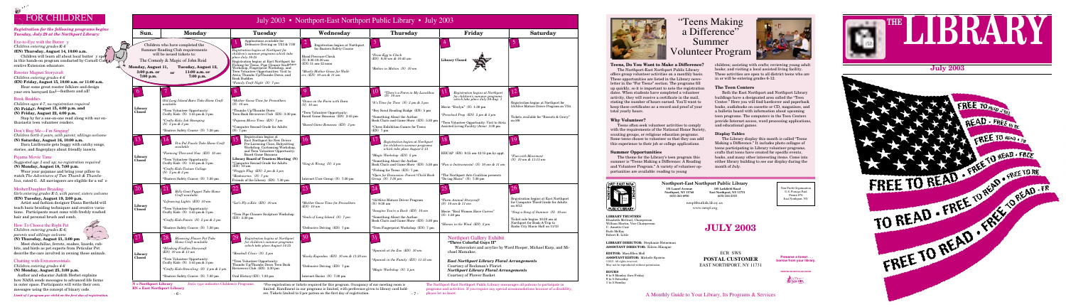# FOR CHILDREN

*Registration for the following programs begins Tuesday, July 29 at the Northport Library:*

**Eye-to-Eye with the Butter y**
*Children entering grades K-6*
**(EN) Thursday, August 14, 10:00 a.m.**
Children will learn all about local butter y e... in this hands-on program conducted by Cornell Co... erative Extension educators.

**Rooster Magnet Storycraft**
*Children entering grades 4-6*
**(EN) Friday, August 15, 10:00 a.m. or 11:00 a.m.**
Hear some great rooster folklore and design your own barnyard fowl—feathers and all!

**Book Buddies**
*Children ages 4-7, no registration required*
**(N) Friday, August 15, 4:00 p.m. and**
**(N) Friday, August 22, 4:00 p.m.**
Stop by for a one-on-one read along with our enthusiastic teen volunteer readers.

**Don't Bug Me—I'm Singing!**
*Children birth-3 years, with parent; siblings welcome*
**(N) Saturday, August 16, 10:00 a.m.**
Dara Linthwaite gets buggy with catchy songs, stories, and fingerplays about friendly insects.

**Pajama Movie Time**
*Suggested age 3 and up; no registration required*
**(N) Monday, August 18, 7:00 p.m.**
Wear your pajamas and bring your pillow to watch *The Adventures of Two Thumb & Thumbelina*, rated G. All moviegoers are eligible for a raf e.

**Mother/Daughter Braiding**
*Girls entering grades K-3, with parent; sisters welcome*
**(EN) Tuesday, August 19, 2:00 p.m.**
Artist and fashion designer Diana Berthold will teach basic braiding techniques and creative variations. Participants must come with freshly washed hair and personal brush and comb.

**How To Choose the Right Pet**
*Children entering grades K-6; parents and siblings welcome*
**(N) Thursday, August 21, 3:00 pm**
Meet chinchillas, ferrets, snakes, lizards, rabbits, and birds as pet experts from Petsular Pet describe the care involved in owning these animals.

**Chatting with Extraterrestrials**
*Children entering grades 4-6*
**(N) Monday, August 25, 2:00 p.m.**
Author and educator Judith Herbst explains how NASA sends messages to advanced life forms in outer space. Participants will write their own messages using the concept of binary code.

*Limit of 1 program per child on the first day of registration.*

# July 2003 • Northport-East Northport Public Library • July 2003

| Sun. | Monday | Tuesday | Wednesday | Thursday | Friday | Saturday |
|---|---|---|---|---|---|---|
| Children who have completed the Summer Reading Club requirements will be issued tickets to: The Comedy & Magic of John Reid<br>**Monday, August 11, 3:00 pm or 7:00 p.m.** | **Tuesday, August 12, 11:00 a.m. or 7:00 p.m.** | **1**<br>Applications available for Defensive Driving on 7/21 & 7/28<br>*Registration begins at Northport for children's summer programs which take place July 16-25*<br>Registration begins at East Northport for Fishing for Teens, Teen Dessert Sandwich Workshop, Fingerprint Workshop, and Teen Volunteer Opportunities: Visit to Atria, Thumbs Up/Thumbs Down, and Book Buddies<br>*\*Family Craft Night (N) 7 pm* | **2**<br>Registration begins at Northport for Boaters Safety Course<br>Blood Pressure Check (N) 9:30-10:30 am (EN) 11 am-12 noon<br>*\*Mostly Mother Goose for Walkers (EN) 10 am & 11 am* | **3**<br>*\*From Egg to Chick (EN) 9:30 am & 10:45 am*<br>*\*Babies in Motion (N) 10 am* | **4**<br>Library Closed | **5** |
| **6**<br>Library Closed | **7**<br>*Old Long Island Barn Take Home Craft available*<br>\*Teen Volunteer Opportunity: Crafty Kids (N) 1:45 pm & 3 pm<br>*\*Crafty Kids: Ink Stamping (N) 2 pm & 3 pm*<br>\*Starters Safety Course (N) 7:30 pm | **8**<br>*\*Mother Goose Time for Preschoolers (N) 10 am*<br>\*Thumbs Up/Thumbs Down Teen Book Reviewers Club (EN) 3:30 pm<br>*\*Pajama Movie Time (EN) 7 pm*<br>\*Computer Second Grade for Adults (N) 7 pm | **9**<br>*\*Down on the Farm with Dora (N) 10 am*<br>\*Teen Volunteer Opportunity: Board Game Bonanza (EN) 2:45 pm<br>*\*Board Game Bonanza (EN) 3 pm* | **10**<br>*\*There's a Farm in My Lunchbox (N) 10 am*<br>*\*It's Time for Tina (N) 2 pm & 3 pm*<br>\*Boy Scout Reading Badge (EN) 3 pm<br>\*Something About the Author Book Chats and Game Show (EN) 5:30 pm<br>\*Chess Exhibition Games for Teens (EN) 7 pm | **11**<br>*Registration begins at Northport for children's summer programs which take place July 28-Aug. 1*<br>Movie "Evelyn" (N) 1:30 pm<br>*\*Preschool Prep (EN) 2 pm & 3 pm*<br>\*Teen Volunteer Opportunity: Visit to Atria Assisted Living Facility (Atria) 3:30 pm | **12**<br>Registration begins at Northport for 55/Alive Mature Driver Program on 7/24<br>Tickets available for "Biscuits & Gravy" on 8/9 |
| **13**<br>Library Closed | **14**<br>*Pen Pal Puzzle Take Home Craft available*<br>*\*Farming Then and Now (EN) 10 am*<br>\*Teen Volunteer Opportunity: Crafty Kids (N) 1:45 pm & 3 pm<br>*\*Crafty Kids: Texture Collage (N) 2 pm & 3 pm*<br>\*Starters Safety Course (N) 7:30 pm | **15**<br>Registration begins at Northport for New Drivers For Learning Class, Babysitting Workshop, Fundraising Workshop, and Teen Volunteer Opportunity: Board Game Bonanza<br>**Library Board of Trustees Meeting (N)**<br>\*Computer Second Grade for Adults (EN) 10 am<br>*\*Froggie Play (EN) 2 pm & 3 pm*<br>*\*Bookworms (N) 3 pm*<br>Friends of the Library (EN) 7:30 pm | **16**<br>*\*Sing-A-Along (N) 2 pm*<br>Internet User Group (N) 7:30 pm | **17**<br>*Registration begins at Northport for children's summer programs which take place August 4-15*<br>*\*Magic Workshop (EN) 2 pm*<br>\*Something About the Author Book Chats and Game Show (EN) 5:30 pm<br>\*Fishing for Teens (EN) 7 pm<br>\*Open for Discussion: Parent/Child Book Group (N) 7:30 pm | **18**<br>HICAP (EN) 9:15 am-12:15 pm by appt.<br>*\*Fun in Instruments! (N) 10 am & 11 am*<br>The Northport Arts Coalition presents "Swing Music" (N) 7:30 pm | **19**<br>*\*Fun with Movement (N) 10 am & 11:15 am* |
| **20**<br>Library Closed | **21**<br>*Billy Goat Puppet Take Home Craft available*<br>*\*Lifesaving Lights (EN) 10 am*<br>\*Teen Volunteer Opportunity: Crafty Kids (N) 1:45 pm & 3 pm<br>*\*Crafty Kids: Picnic (N) 2 pm & 3 pm*<br>\*Starters Safety Course (N) 7:30 pm | **22**<br>*\*Let's Fly a Kite (EN) 10 am*<br>\*Teen Pipe Cleaner Sculpture Workshop (EN) 3:30 pm | **23**<br>*\*Mother Goose Time for Preschoolers (EN) 10 am*<br>\*Souls of Long Island (N) 7 pm<br>\*Defensive Driving (EN) 7 pm | **24**<br>\*55/Alive Mature Driver Program (N) 9:30 am<br>*\*Imagine You're a Book (EN) 10 am*<br>\*Something About the Author Book Chats and Game Show (EN) 5:30 pm<br>\*Teen Fingerprint Workshop (EN) 7:30 pm | **25**<br>*\*Farm Animal Storycraft (N) 10 am & 11 am*<br>Movie "Real Women Have Curves" (N) 1:30 pm<br>*\*Horses in the Wind (EN) 2 pm* | **26**<br>Registration begins at East Northport for Computer Third Grade for Adults on 8/12<br>*\*Sing a Song of Summer (N) 10 am*<br>Ticket sale begins 10:30 am at Northport for Book-A-Trip to Radio City Music Hall on 11/15 |
| **27**<br>Library Closed | **28**<br>*Blooming Flower Pot Take Home Craft available*<br>*\*Winding Fireflies Storycraft (EN) 10 am & 11 am*<br>\*Teen Volunteer Opportunity: Crafty Kids (N) 1:45 pm & 3 pm<br>*\*Crafty Kids: Stenciling (N) 2 pm & 3 pm*<br>\*Starters Safety Course (N) 7:30 pm | **29**<br>*Registration begins at Northport for children's summer programs which take place August 14-25*<br>*\*Baseball Clinic (N) 2 pm*<br>\*Teen Volunteer Opportunity: Thumbs Up/Thumbs Down Teen Book Reviewers Club (EN) 3:30 pm<br>Oral History (EN) 7:30 pm | **30**<br>*\*Lucky Kapowhas (EN) 10 am & 11:30 am*<br>\*Defensive Driving (EN) 7 pm<br>Internet Basics (N) 7:30 pm | **31**<br>*\*Squirrels at the Zoo (EN) 10 am*<br>*\*Squirrels in the Family (EN) 11:15 am*<br>*\*Magic Workshop (N) 2 pm* | **Northport Gallery Exhibit "Three Colorful Guys II"**<br>Watercolors and acrylics by Ward Hooper, Michael Karp, and Michael Dlanukas<br>***East Northport Library Floral Arrangements*** Courtesy of Beckman's Florist<br>***Northport Library Floral Arrangements*** Courtesy of Flower Basket | |

**N = Northport Library**
**EN = East Northport Library**
*Italic type indicates Children's Programs.*

\*Pre-registration or tickets required for this program. Occupancy of our meeting room is limited. Enrollment in our programs is limited, with preference given to library card holders. Tickets limited to 2 per patron on the first day of registration.

The Northport-East Northport Public Library encourages all patrons to participate in programs and activities. If you require any special accommodations because of a disability, please let us know.

# "Teens Making a Difference" Summer Volunteer Program

## Teens, Do You Want to Make a Difference?

The Northport-East Northport Public Library offers group volunteer activities on a monthly basis. These opportunities are listed in the Library newsletter in the "For Teens" section. The programs fill up quickly, so it is important to note the registration dates. When students have completed a volunteer activity, they will receive a certificate in the mail, stating the number of hours earned. You'll want to keep these certificates as a record and proof of your total yearly hours.

## Why Volunteer?

Teens often seek volunteer activities to comply with the requirements of the National Honor Society, scouting groups, or religious education programs. Some teens choose to volunteer so that they can add this experience to their job or college applications.

## Summer Opportunities

The theme for the Library's teen program this summer is "Teens Making a Difference: A Reading and Volunteer Program." A variety of volunteer opportunities are available: reading to young children; assisting with crafts; reviewing young adult books; and visiting a local assisted living facility. These activities are open to all district teens who are in or will be entering grades 6-12.

## The Teen Centers

Both the East Northport and Northport Library buildings have a designated area called the "Teen Center." Here you will find hardcover and paperback books, audiobooks on cassette or CD, magazines, and a bulletin board with information about upcoming teen programs. The computers in the Teen Centers provide Internet access, word processing applications, and educational games.

## Display Tables

The Library display this month is called "Teens Making a Difference." It includes photo collages of teens participating in Library volunteer programs, crafts that teens have created for specific events, books, and many other interesting items. Come into either library building to see our display during the month of July.

**Northport-East Northport Public Library**

151 Laurel Avenue
Northport, NY 11768
(631) 261-6930

185 Larkfield Road
East Northport, NY 11731
(631) 261-2313

nenpl@suffolk.lib.ny.us
www.nenpl.org

Non-Profit Organization
U.S. Postage Paid
Permit #79
East Northport, NY

**LIBRARY TRUSTEES**
Elizabeth McDevitt, Chairperson
William Martin, Vice Chairperson
C. Annette Carr
Ruth McKay
Robert H. Little

**LIBRARY DIRECTOR:** Stephanie Heineman
**ASSISTANT DIRECTOR:** Eileen Minogue

**EDITOR:** MaryEllen Moll
**ASSISTANT EDITOR:** Michelle Epstein
©2003. All rights reserved.
May not be reproduced without permission.

**HOURS**
9 to 9 Monday thru Friday
9 to 5 Saturday
1 to 5 Sunday

# JULY 2003

ECR SWS
**POSTAL CUSTOMER**
EAST NORTHPORT, NY 11731

**Preserve a forest . . . borrow from your library.**

# THE LIBRARY

**July 2003**

A Monthly Guide to Your Library, Its Programs & Services